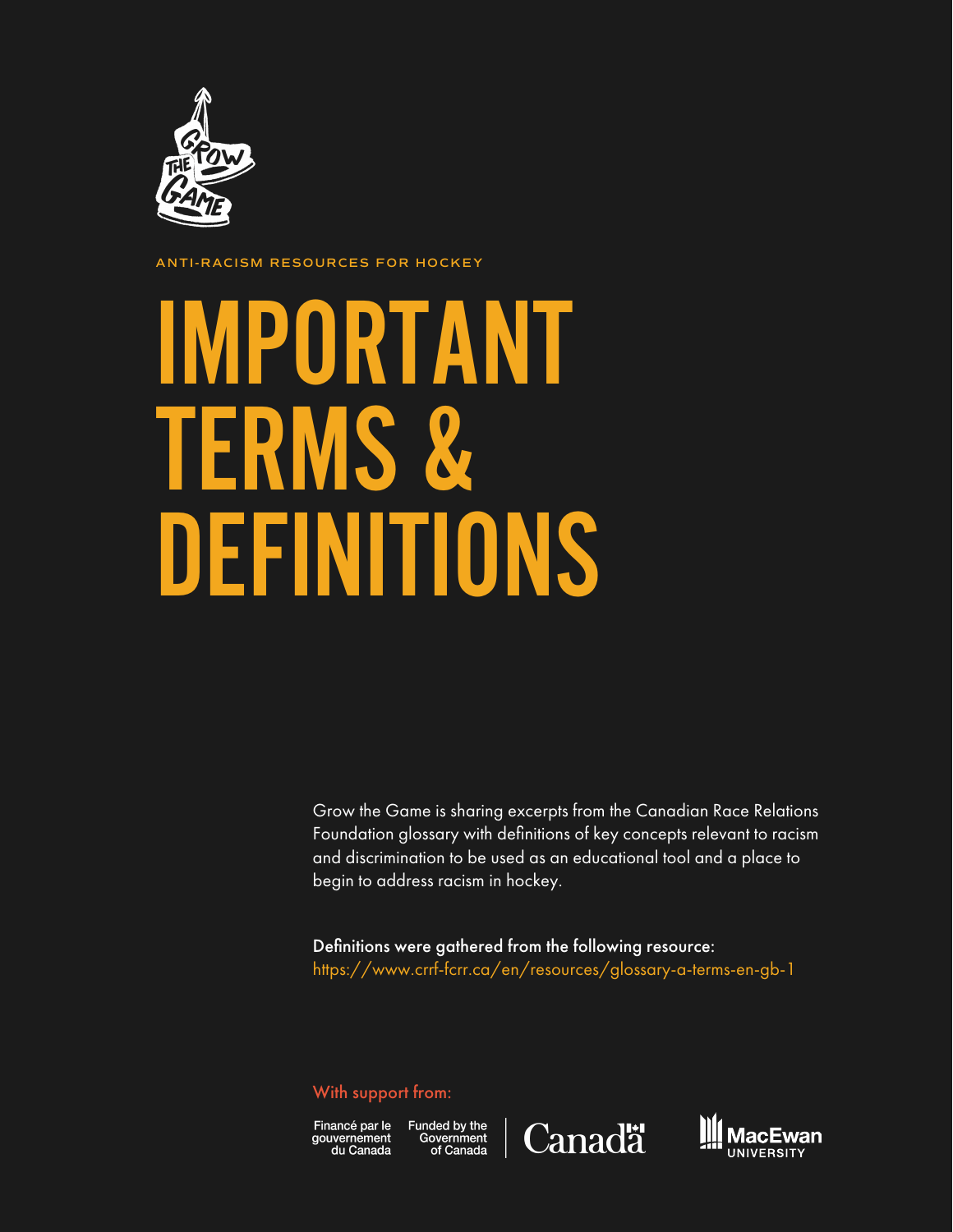ANTI-RACISM RESOURCES FOR HOCKEY

# IMPORTANT TERMS & DEFINITIONS

Grow the Game is sharing excerpts from the Canadian Race Relations Foundation glossary with definitions of key concepts relevant to racism and discrimination to be used as an educational tool and a place to begin to address racism in hockey.

**Definitions were gathered from the following resource:**
https://www.crrf-fcrr.ca/en/resources/glossary-a-terms-en-gb-1

With support from:

Financé par le gouvernement du Canada | Funded by the Government of Canada | Canada

MacEwan University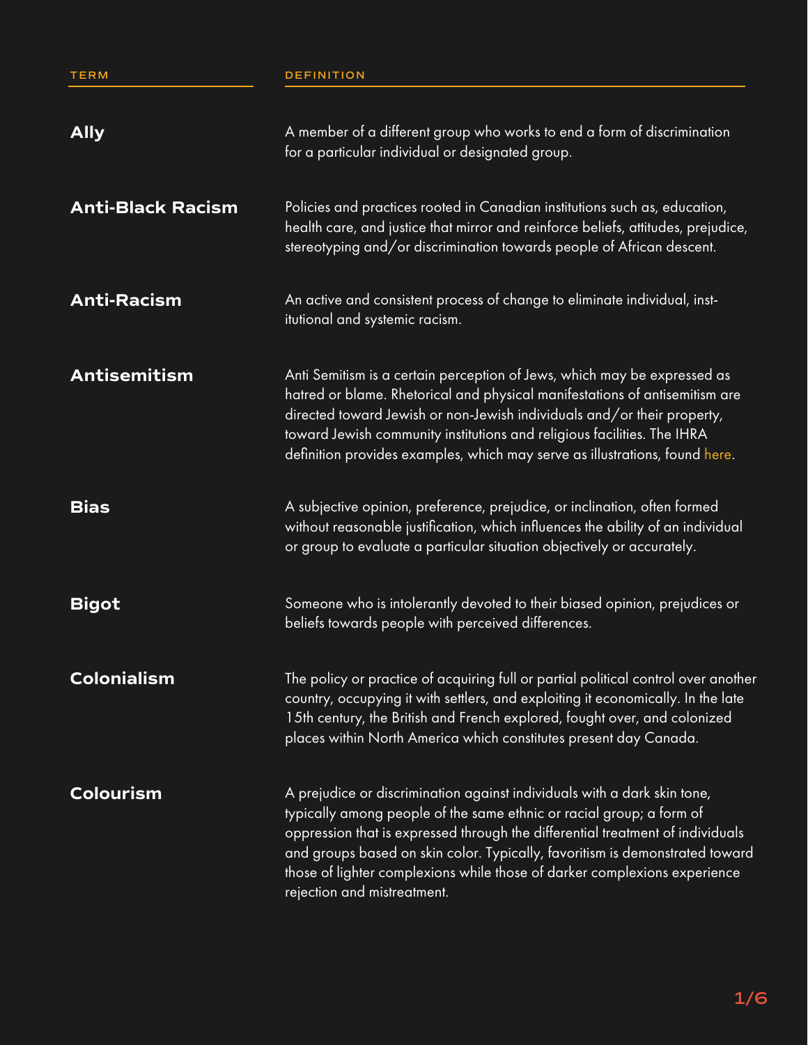| TERM | DEFINITION |
| --- | --- |
| **Ally** | A member of a different group who works to end a form of discrimination for a particular individual or designated group. |
| **Anti-Black Racism** | Policies and practices rooted in Canadian institutions such as, education, health care, and justice that mirror and reinforce beliefs, attitudes, prejudice, stereotyping and/or discrimination towards people of African descent. |
| **Anti-Racism** | An active and consistent process of change to eliminate individual, institutional and systemic racism. |
| **Antisemitism** | Anti Semitism is a certain perception of Jews, which may be expressed as hatred or blame. Rhetorical and physical manifestations of antisemitism are directed toward Jewish or non-Jewish individuals and/or their property, toward Jewish community institutions and religious facilities. The IHRA definition provides examples, which may serve as illustrations, found here. |
| **Bias** | A subjective opinion, preference, prejudice, or inclination, often formed without reasonable justification, which influences the ability of an individual or group to evaluate a particular situation objectively or accurately. |
| **Bigot** | Someone who is intolerantly devoted to their biased opinion, prejudices or beliefs towards people with perceived differences. |
| **Colonialism** | The policy or practice of acquiring full or partial political control over another country, occupying it with settlers, and exploiting it economically. In the late 15th century, the British and French explored, fought over, and colonized places within North America which constitutes present day Canada. |
| **Colourism** | A prejudice or discrimination against individuals with a dark skin tone, typically among people of the same ethnic or racial group; a form of oppression that is expressed through the differential treatment of individuals and groups based on skin color. Typically, favoritism is demonstrated toward those of lighter complexions while those of darker complexions experience rejection and mistreatment. |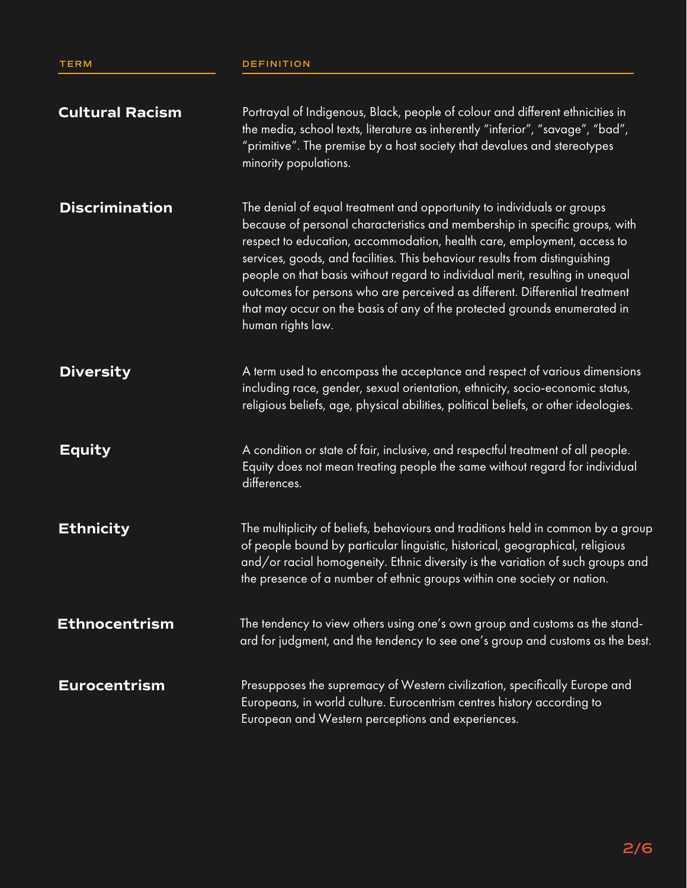| TERM | DEFINITION |
| --- | --- |
| **Cultural Racism** | Portrayal of Indigenous, Black, people of colour and different ethnicities in the media, school texts, literature as inherently "inferior", "savage", "bad", "primitive". The premise by a host society that devalues and stereotypes minority populations. |
| **Discrimination** | The denial of equal treatment and opportunity to individuals or groups because of personal characteristics and membership in specific groups, with respect to education, accommodation, health care, employment, access to services, goods, and facilities. This behaviour results from distinguishing people on that basis without regard to individual merit, resulting in unequal outcomes for persons who are perceived as different. Differential treatment that may occur on the basis of any of the protected grounds enumerated in human rights law. |
| **Diversity** | A term used to encompass the acceptance and respect of various dimensions including race, gender, sexual orientation, ethnicity, socio-economic status, religious beliefs, age, physical abilities, political beliefs, or other ideologies. |
| **Equity** | A condition or state of fair, inclusive, and respectful treatment of all people. Equity does not mean treating people the same without regard for individual differences. |
| **Ethnicity** | The multiplicity of beliefs, behaviours and traditions held in common by a group of people bound by particular linguistic, historical, geographical, religious and/or racial homogeneity. Ethnic diversity is the variation of such groups and the presence of a number of ethnic groups within one society or nation. |
| **Ethnocentrism** | The tendency to view others using one's own group and customs as the standard for judgment, and the tendency to see one's group and customs as the best. |
| **Eurocentrism** | Presupposes the supremacy of Western civilization, specifically Europe and Europeans, in world culture. Eurocentrism centres history according to European and Western perceptions and experiences. |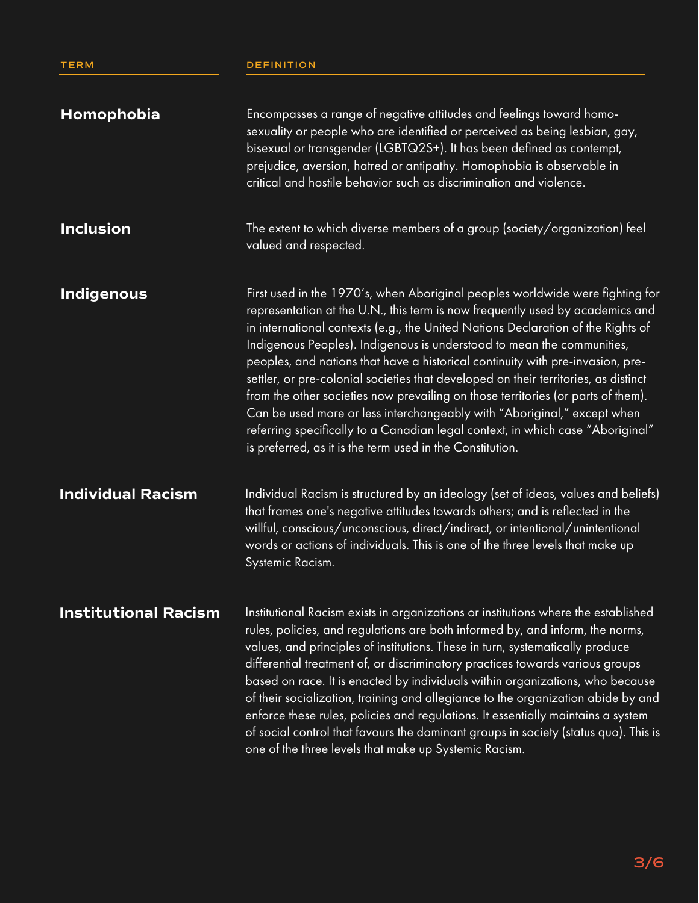| TERM | DEFINITION |
| --- | --- |
| **Homophobia** | Encompasses a range of negative attitudes and feelings toward homosexuality or people who are identified or perceived as being lesbian, gay, bisexual or transgender (LGBTQ2S+). It has been defined as contempt, prejudice, aversion, hatred or antipathy. Homophobia is observable in critical and hostile behavior such as discrimination and violence. |
| **Inclusion** | The extent to which diverse members of a group (society/organization) feel valued and respected. |
| **Indigenous** | First used in the 1970's, when Aboriginal peoples worldwide were fighting for representation at the U.N., this term is now frequently used by academics and in international contexts (e.g., the United Nations Declaration of the Rights of Indigenous Peoples). Indigenous is understood to mean the communities, peoples, and nations that have a historical continuity with pre-invasion, pre-settler, or pre-colonial societies that developed on their territories, as distinct from the other societies now prevailing on those territories (or parts of them). Can be used more or less interchangeably with "Aboriginal," except when referring specifically to a Canadian legal context, in which case "Aboriginal" is preferred, as it is the term used in the Constitution. |
| **Individual Racism** | Individual Racism is structured by an ideology (set of ideas, values and beliefs) that frames one's negative attitudes towards others; and is reflected in the willful, conscious/unconscious, direct/indirect, or intentional/unintentional words or actions of individuals. This is one of the three levels that make up Systemic Racism. |
| **Institutional Racism** | Institutional Racism exists in organizations or institutions where the established rules, policies, and regulations are both informed by, and inform, the norms, values, and principles of institutions. These in turn, systematically produce differential treatment of, or discriminatory practices towards various groups based on race. It is enacted by individuals within organizations, who because of their socialization, training and allegiance to the organization abide by and enforce these rules, policies and regulations. It essentially maintains a system of social control that favours the dominant groups in society (status quo). This is one of the three levels that make up Systemic Racism. |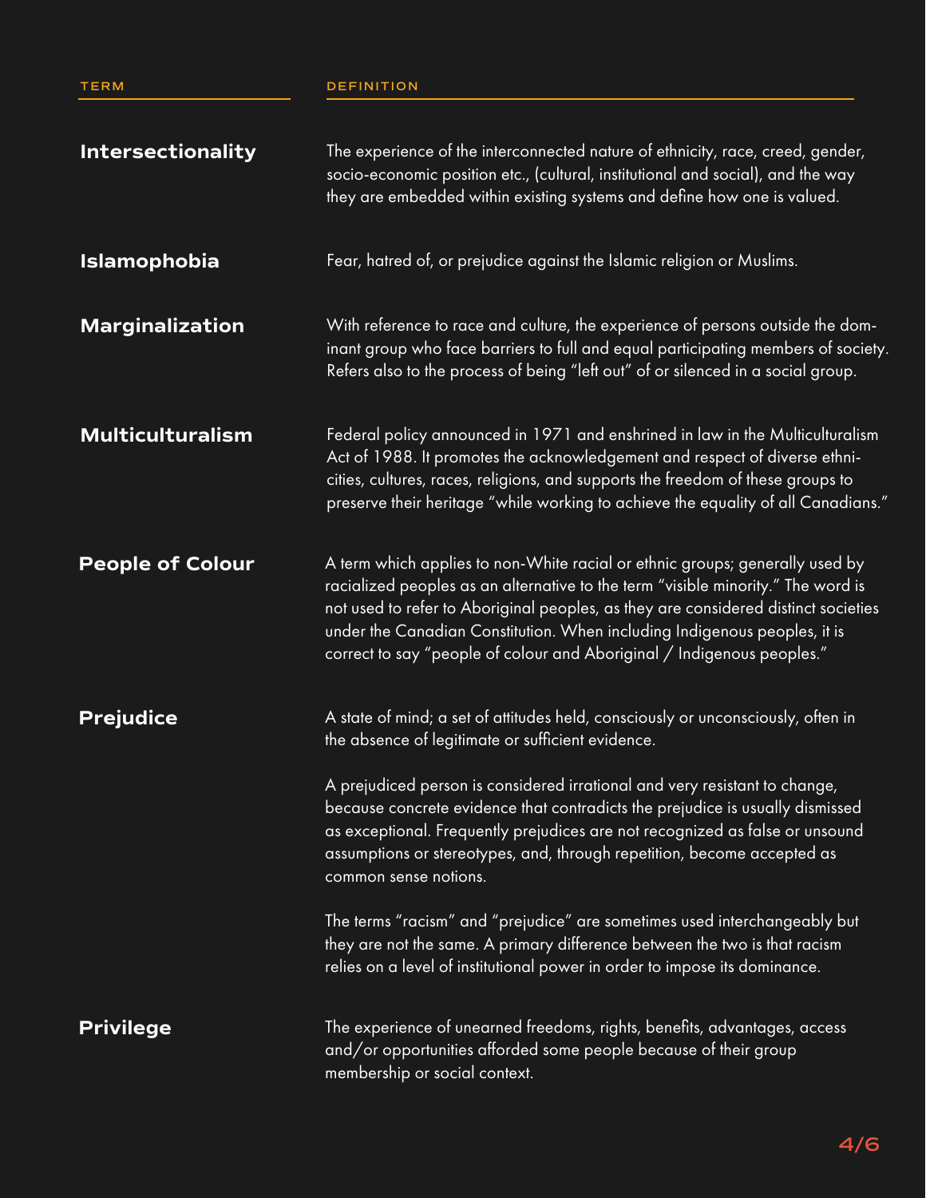| TERM | DEFINITION |
|---|---|
| **Intersectionality** | The experience of the interconnected nature of ethnicity, race, creed, gender, socio-economic position etc., (cultural, institutional and social), and the way they are embedded within existing systems and define how one is valued. |
| **Islamophobia** | Fear, hatred of, or prejudice against the Islamic religion or Muslims. |
| **Marginalization** | With reference to race and culture, the experience of persons outside the dominant group who face barriers to full and equal participating members of society. Refers also to the process of being "left out" of or silenced in a social group. |
| **Multiculturalism** | Federal policy announced in 1971 and enshrined in law in the Multiculturalism Act of 1988. It promotes the acknowledgement and respect of diverse ethnicities, cultures, races, religions, and supports the freedom of these groups to preserve their heritage "while working to achieve the equality of all Canadians." |
| **People of Colour** | A term which applies to non-White racial or ethnic groups; generally used by racialized peoples as an alternative to the term "visible minority." The word is not used to refer to Aboriginal peoples, as they are considered distinct societies under the Canadian Constitution. When including Indigenous peoples, it is correct to say "people of colour and Aboriginal / Indigenous peoples." |
| **Prejudice** | A state of mind; a set of attitudes held, consciously or unconsciously, often in the absence of legitimate or sufficient evidence.<br><br>A prejudiced person is considered irrational and very resistant to change, because concrete evidence that contradicts the prejudice is usually dismissed as exceptional. Frequently prejudices are not recognized as false or unsound assumptions or stereotypes, and, through repetition, become accepted as common sense notions.<br><br>The terms "racism" and "prejudice" are sometimes used interchangeably but they are not the same. A primary difference between the two is that racism relies on a level of institutional power in order to impose its dominance. |
| **Privilege** | The experience of unearned freedoms, rights, benefits, advantages, access and/or opportunities afforded some people because of their group membership or social context. |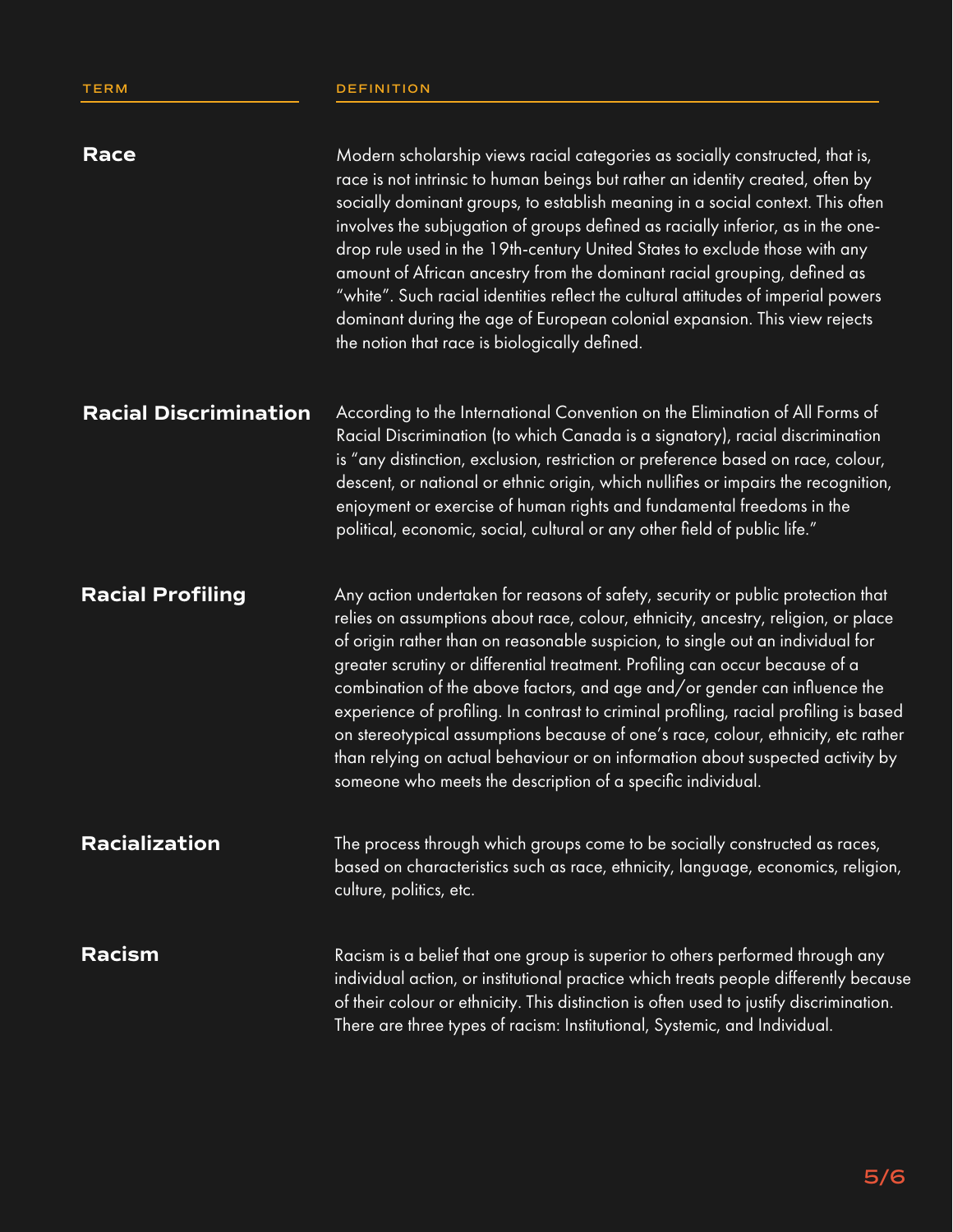| TERM | DEFINITION |
| --- | --- |
| **Race** | Modern scholarship views racial categories as socially constructed, that is, race is not intrinsic to human beings but rather an identity created, often by socially dominant groups, to establish meaning in a social context. This often involves the subjugation of groups defined as racially inferior, as in the one-drop rule used in the 19th-century United States to exclude those with any amount of African ancestry from the dominant racial grouping, defined as "white". Such racial identities reflect the cultural attitudes of imperial powers dominant during the age of European colonial expansion. This view rejects the notion that race is biologically defined. |
| **Racial Discrimination** | According to the International Convention on the Elimination of All Forms of Racial Discrimination (to which Canada is a signatory), racial discrimination is "any distinction, exclusion, restriction or preference based on race, colour, descent, or national or ethnic origin, which nullifies or impairs the recognition, enjoyment or exercise of human rights and fundamental freedoms in the political, economic, social, cultural or any other field of public life." |
| **Racial Profiling** | Any action undertaken for reasons of safety, security or public protection that relies on assumptions about race, colour, ethnicity, ancestry, religion, or place of origin rather than on reasonable suspicion, to single out an individual for greater scrutiny or differential treatment. Profiling can occur because of a combination of the above factors, and age and/or gender can influence the experience of profiling. In contrast to criminal profiling, racial profiling is based on stereotypical assumptions because of one's race, colour, ethnicity, etc rather than relying on actual behaviour or on information about suspected activity by someone who meets the description of a specific individual. |
| **Racialization** | The process through which groups come to be socially constructed as races, based on characteristics such as race, ethnicity, language, economics, religion, culture, politics, etc. |
| **Racism** | Racism is a belief that one group is superior to others performed through any individual action, or institutional practice which treats people differently because of their colour or ethnicity. This distinction is often used to justify discrimination. There are three types of racism: Institutional, Systemic, and Individual. |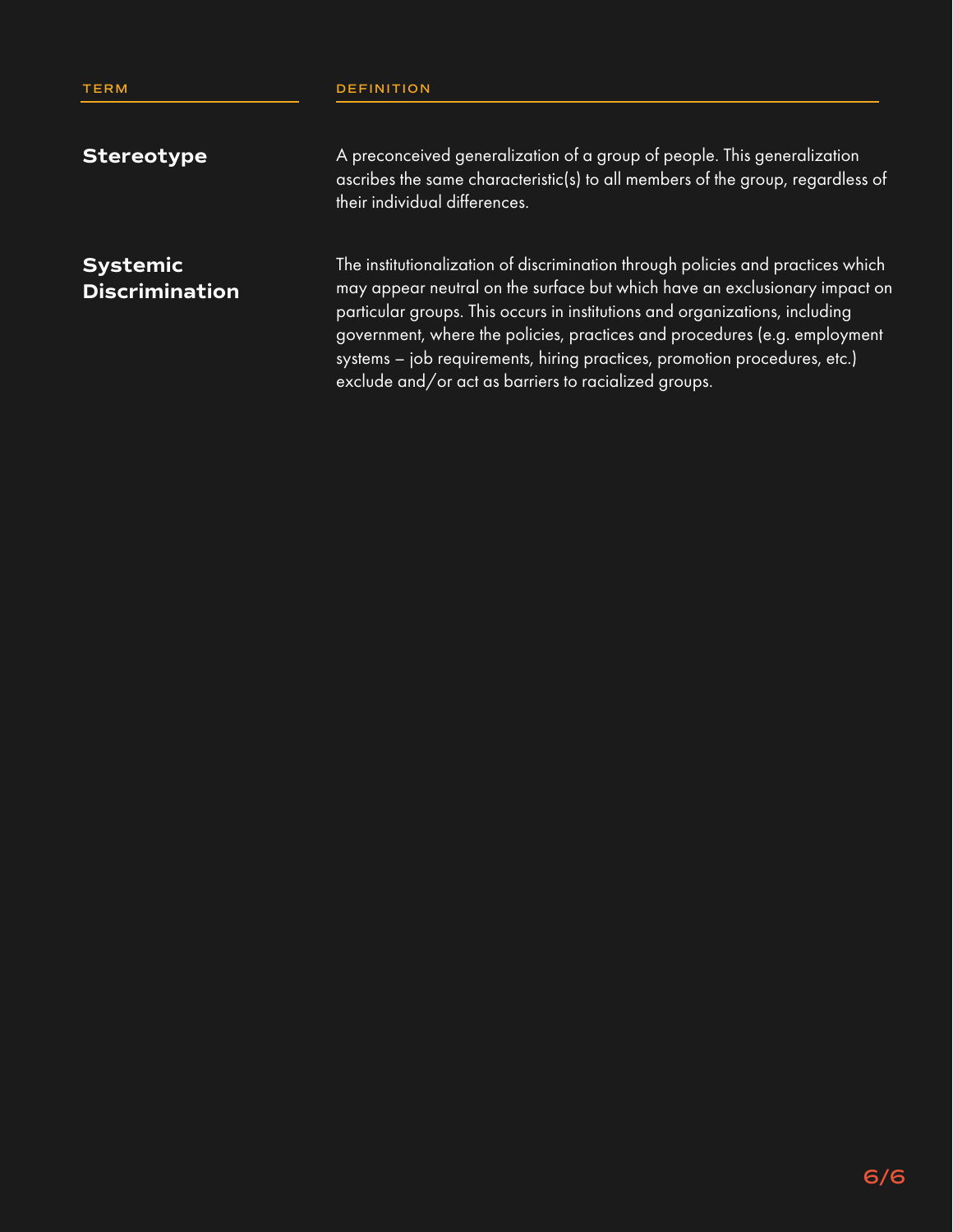| TERM | DEFINITION |
| --- | --- |
| **Stereotype** | A preconceived generalization of a group of people. This generalization ascribes the same characteristic(s) to all members of the group, regardless of their individual differences. |
| **Systemic Discrimination** | The institutionalization of discrimination through policies and practices which may appear neutral on the surface but which have an exclusionary impact on particular groups. This occurs in institutions and organizations, including government, where the policies, practices and procedures (e.g. employment systems – job requirements, hiring practices, promotion procedures, etc.) exclude and/or act as barriers to racialized groups. |